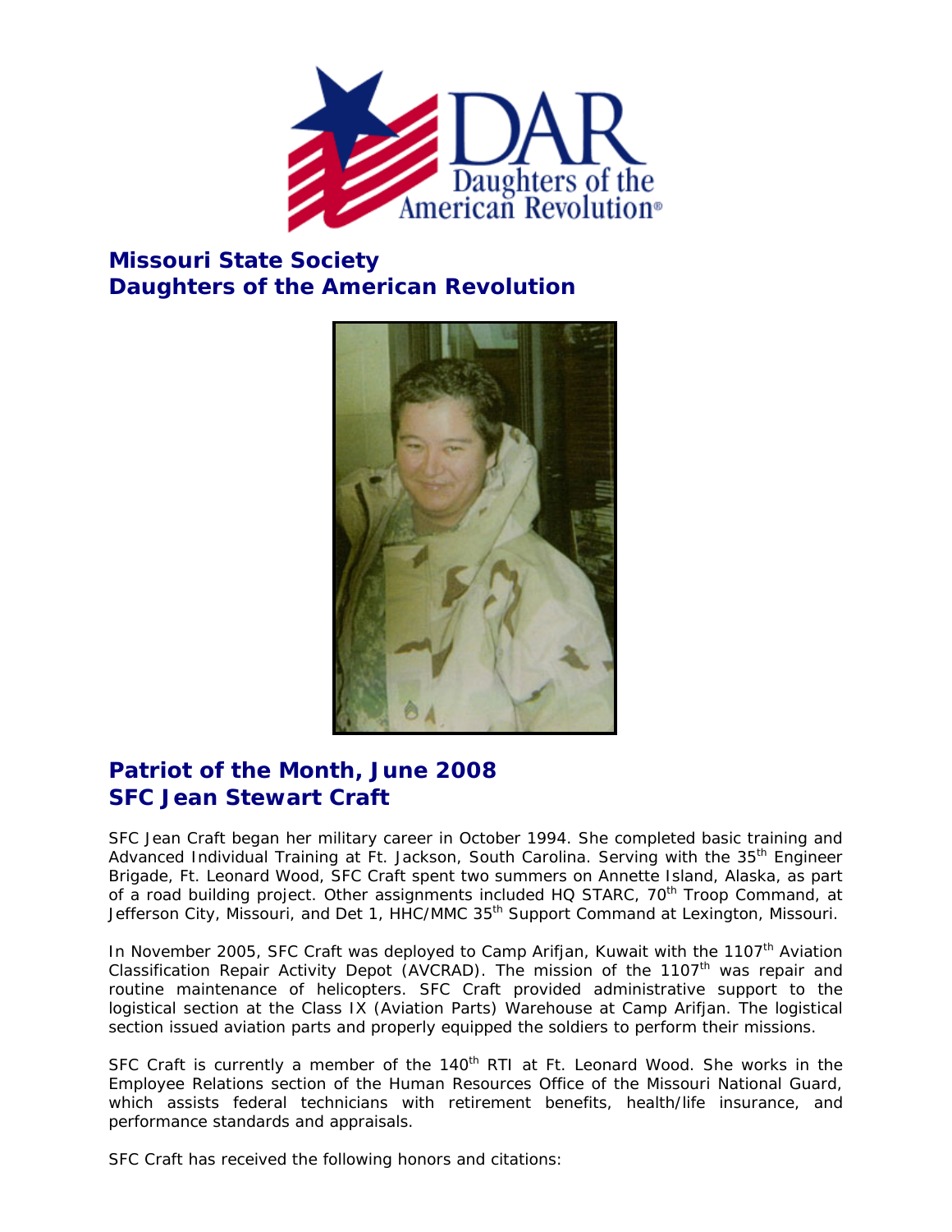## Missouri State Society
## Daughters of the American Revolution

## Patriot of the Month, June 2008
## SFC Jean Stewart Craft

SFC Jean Craft began her military career in October 1994. She completed basic training and Advanced Individual Training at Ft. Jackson, South Carolina. Serving with the 35th Engineer Brigade, Ft. Leonard Wood, SFC Craft spent two summers on Annette Island, Alaska, as part of a road building project. Other assignments included HQ STARC, 70th Troop Command, at Jefferson City, Missouri, and Det 1, HHC/MMC 35th Support Command at Lexington, Missouri.

In November 2005, SFC Craft was deployed to Camp Arifjan, Kuwait with the 1107th Aviation Classification Repair Activity Depot (AVCRAD). The mission of the 1107th was repair and routine maintenance of helicopters. SFC Craft provided administrative support to the logistical section at the Class IX (Aviation Parts) Warehouse at Camp Arifjan. The logistical section issued aviation parts and properly equipped the soldiers to perform their missions.

SFC Craft is currently a member of the 140th RTI at Ft. Leonard Wood. She works in the Employee Relations section of the Human Resources Office of the Missouri National Guard, which assists federal technicians with retirement benefits, health/life insurance, and performance standards and appraisals.

SFC Craft has received the following honors and citations: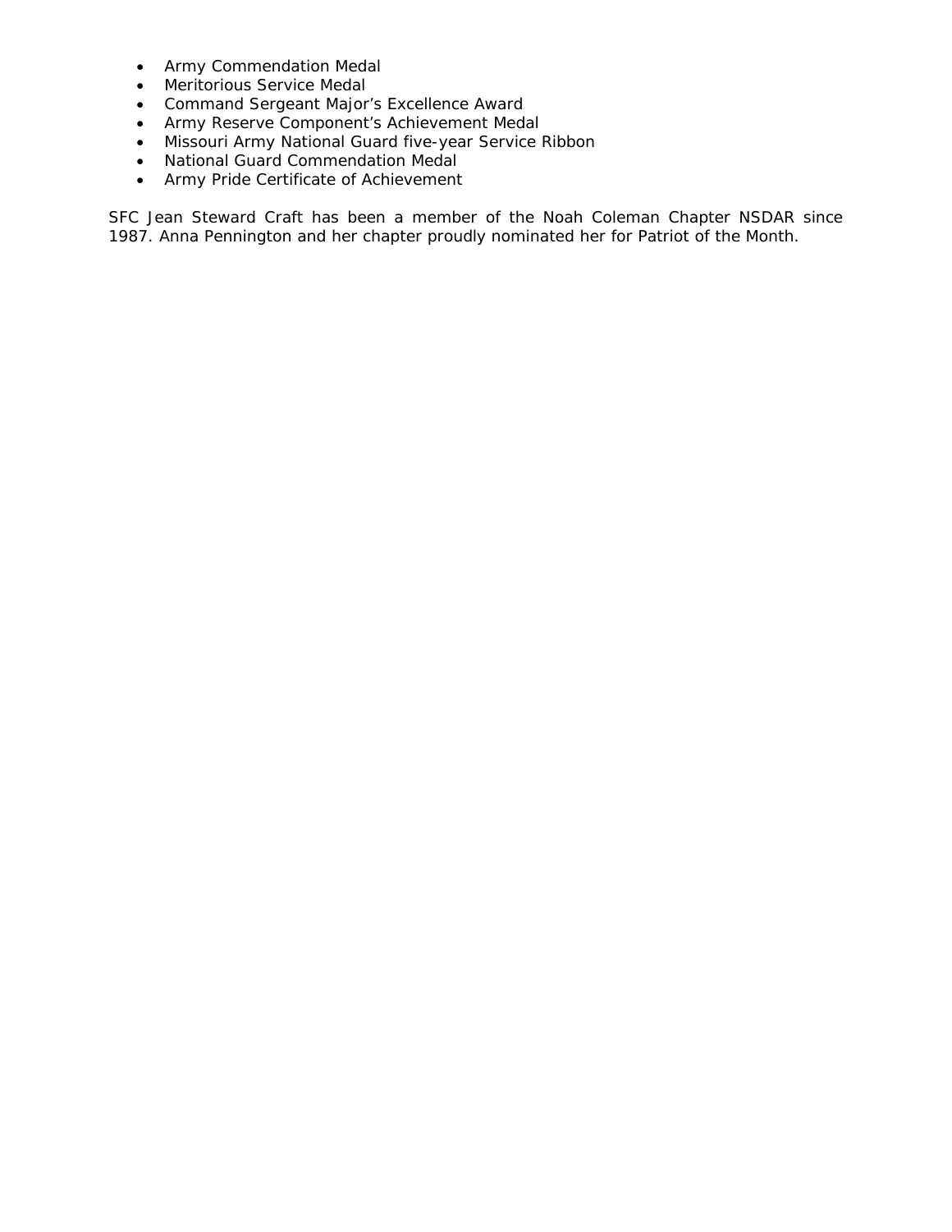- Army Commendation Medal
- Meritorious Service Medal
- Command Sergeant Major's Excellence Award
- Army Reserve Component's Achievement Medal
- Missouri Army National Guard five-year Service Ribbon
- National Guard Commendation Medal
- Army Pride Certificate of Achievement

SFC Jean Steward Craft has been a member of the Noah Coleman Chapter NSDAR since 1987. Anna Pennington and her chapter proudly nominated her for Patriot of the Month.